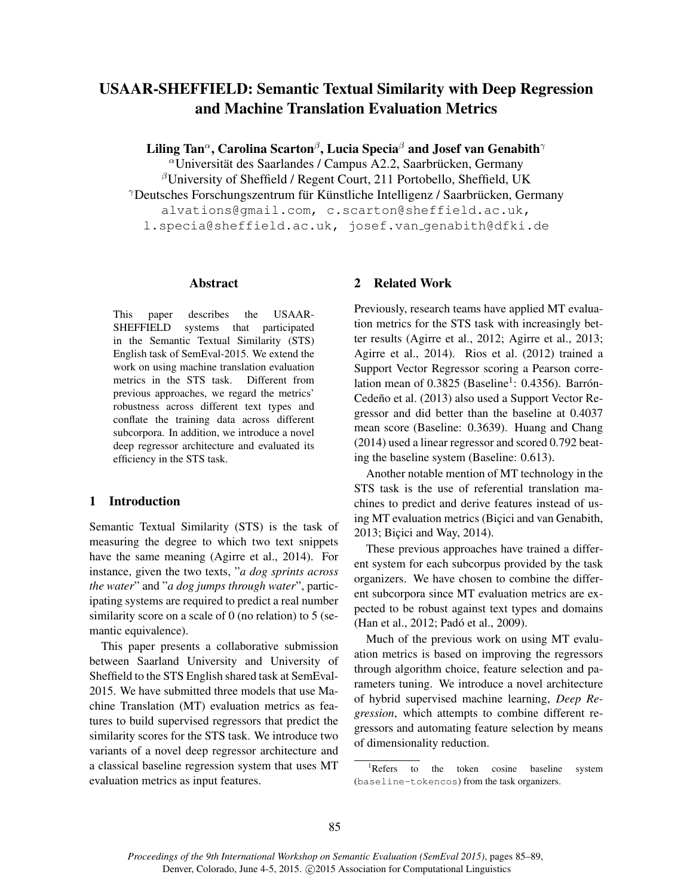# USAAR-SHEFFIELD: Semantic Textual Similarity with Deep Regression and Machine Translation Evaluation Metrics

**Liling Tan[α], Carolina Scarton[β], Lucia Specia[β] and Josef van Genabith[γ]**

[α]Universität des Saarlandes / Campus A2.2, Saarbrücken, Germany
[β]University of Sheffield / Regent Court, 211 Portobello, Sheffield, UK
[γ]Deutsches Forschungszentrum für Künstliche Intelligenz / Saarbrücken, Germany

alvations@gmail.com, c.scarton@sheffield.ac.uk,
l.specia@sheffield.ac.uk, josef.van_genabith@dfki.de

## Abstract

This paper describes the USAAR-SHEFFIELD systems that participated in the Semantic Textual Similarity (STS) English task of SemEval-2015. We extend the work on using machine translation evaluation metrics in the STS task. Different from previous approaches, we regard the metrics' robustness across different text types and conflate the training data across different subcorpora. In addition, we introduce a novel deep regressor architecture and evaluated its efficiency in the STS task.

## 1 Introduction

Semantic Textual Similarity (STS) is the task of measuring the degree to which two text snippets have the same meaning (Agirre et al., 2014). For instance, given the two texts, "*a dog sprints across the water*" and "*a dog jumps through water*", participating systems are required to predict a real number similarity score on a scale of 0 (no relation) to 5 (semantic equivalence).

This paper presents a collaborative submission between Saarland University and University of Sheffield to the STS English shared task at SemEval-2015. We have submitted three models that use Machine Translation (MT) evaluation metrics as features to build supervised regressors that predict the similarity scores for the STS task. We introduce two variants of a novel deep regressor architecture and a classical baseline regression system that uses MT evaluation metrics as input features.

## 2 Related Work

Previously, research teams have applied MT evaluation metrics for the STS task with increasingly better results (Agirre et al., 2012; Agirre et al., 2013; Agirre et al., 2014). Rios et al. (2012) trained a Support Vector Regressor scoring a Pearson correlation mean of 0.3825 (Baseline[1]: 0.4356). Barrón-Cedeño et al. (2013) also used a Support Vector Regressor and did better than the baseline at 0.4037 mean score (Baseline: 0.3639). Huang and Chang (2014) used a linear regressor and scored 0.792 beating the baseline system (Baseline: 0.613).

Another notable mention of MT technology in the STS task is the use of referential translation machines to predict and derive features instead of using MT evaluation metrics (Biçici and van Genabith, 2013; Biçici and Way, 2014).

These previous approaches have trained a different system for each subcorpus provided by the task organizers. We have chosen to combine the different subcorpora since MT evaluation metrics are expected to be robust against text types and domains (Han et al., 2012; Padó et al., 2009).

Much of the previous work on using MT evaluation metrics is based on improving the regressors through algorithm choice, feature selection and parameters tuning. We introduce a novel architecture of hybrid supervised machine learning, *Deep Regression*, which attempts to combine different regressors and automating feature selection by means of dimensionality reduction.

[1]Refers to the token cosine baseline system (baseline-tokencos) from the task organizers.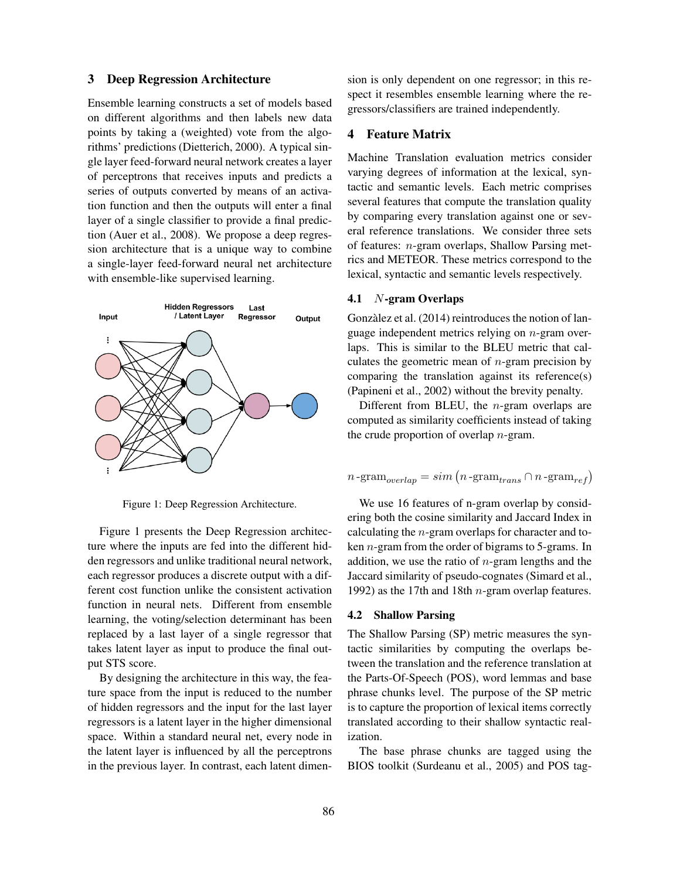## 3 Deep Regression Architecture

Ensemble learning constructs a set of models based on different algorithms and then labels new data points by taking a (weighted) vote from the algorithms' predictions (Dietterich, 2000). A typical single layer feed-forward neural network creates a layer of perceptrons that receives inputs and predicts a series of outputs converted by means of an activation function and then the outputs will enter a final layer of a single classifier to provide a final prediction (Auer et al., 2008). We propose a deep regression architecture that is a unique way to combine a single-layer feed-forward neural net architecture with ensemble-like supervised learning.

Figure 1: Deep Regression Architecture.

Figure 1 presents the Deep Regression architecture where the inputs are fed into the different hidden regressors and unlike traditional neural network, each regressor produces a discrete output with a different cost function unlike the consistent activation function in neural nets. Different from ensemble learning, the voting/selection determinant has been replaced by a last layer of a single regressor that takes latent layer as input to produce the final output STS score.

By designing the architecture in this way, the feature space from the input is reduced to the number of hidden regressors and the input for the last layer regressors is a latent layer in the higher dimensional space. Within a standard neural net, every node in the latent layer is influenced by all the perceptrons in the previous layer. In contrast, each latent dimension is only dependent on one regressor; in this respect it resembles ensemble learning where the regressors/classifiers are trained independently.

## 4 Feature Matrix

Machine Translation evaluation metrics consider varying degrees of information at the lexical, syntactic and semantic levels. Each metric comprises several features that compute the translation quality by comparing every translation against one or several reference translations. We consider three sets of features: $n$-gram overlaps, Shallow Parsing metrics and METEOR. These metrics correspond to the lexical, syntactic and semantic levels respectively.

### 4.1 $N$-gram Overlaps

Gonzàlez et al. (2014) reintroduces the notion of language independent metrics relying on $n$-gram overlaps. This is similar to the BLEU metric that calculates the geometric mean of $n$-gram precision by comparing the translation against its reference(s) (Papineni et al., 2002) without the brevity penalty.

Different from BLEU, the $n$-gram overlaps are computed as similarity coefficients instead of taking the crude proportion of overlap $n$-gram.

$$n\text{-gram}_{overlap} = sim\left(n\text{-gram}_{trans} \cap n\text{-gram}_{ref}\right)$$

We use 16 features of n-gram overlap by considering both the cosine similarity and Jaccard Index in calculating the $n$-gram overlaps for character and token $n$-gram from the order of bigrams to 5-grams. In addition, we use the ratio of $n$-gram lengths and the Jaccard similarity of pseudo-cognates (Simard et al., 1992) as the 17th and 18th $n$-gram overlap features.

### 4.2 Shallow Parsing

The Shallow Parsing (SP) metric measures the syntactic similarities by computing the overlaps between the translation and the reference translation at the Parts-Of-Speech (POS), word lemmas and base phrase chunks level. The purpose of the SP metric is to capture the proportion of lexical items correctly translated according to their shallow syntactic realization.

The base phrase chunks are tagged using the BIOS toolkit (Surdeanu et al., 2005) and POS tag-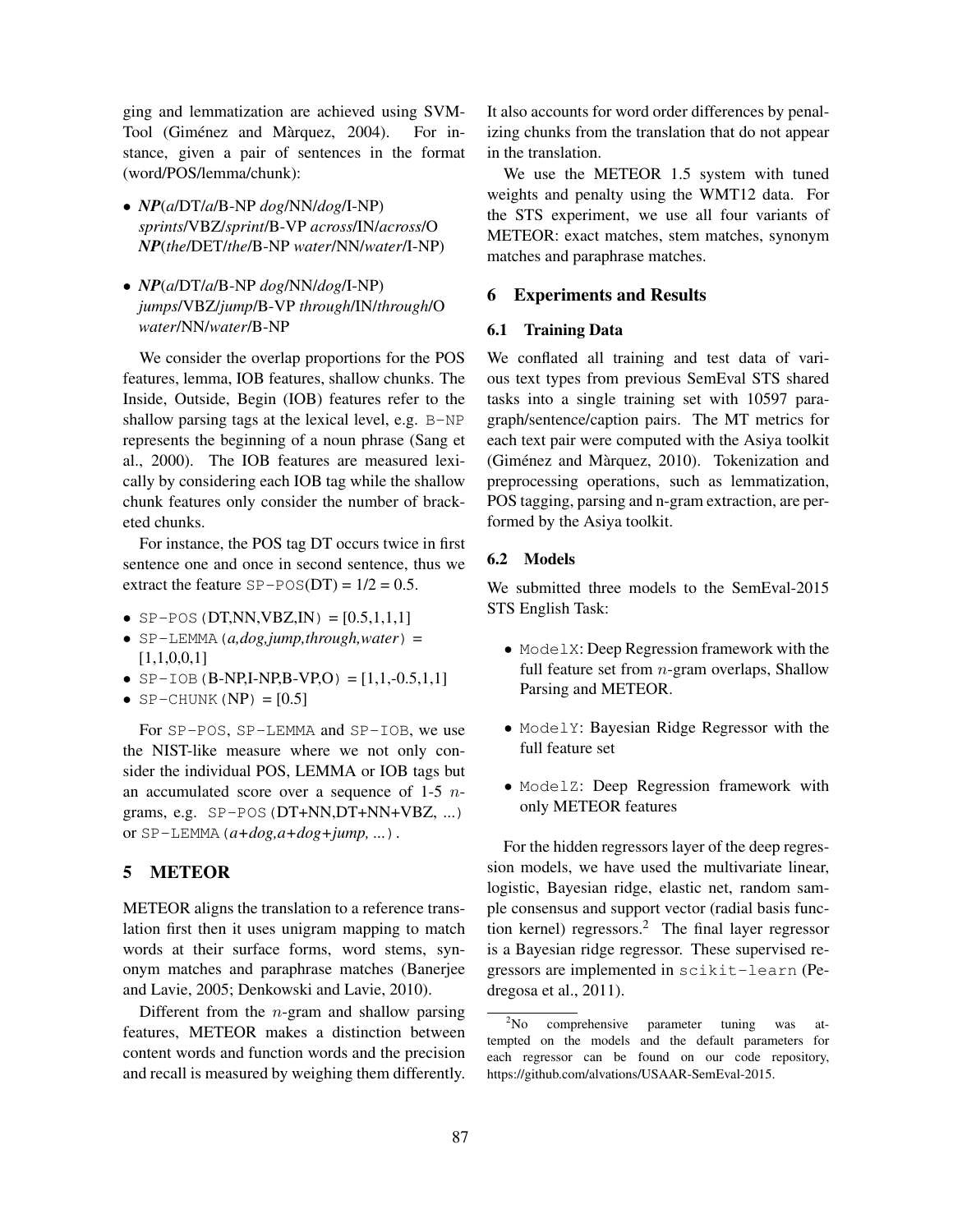ging and lemmatization are achieved using SVM-Tool (Giménez and Màrquez, 2004). For instance, given a pair of sentences in the format (word/POS/lemma/chunk):

- ***NP***(*a*/DT/*a*/B-NP *dog*/NN/*dog*/I-NP) *sprints*/VBZ/*sprint*/B-VP *across*/IN/*across*/O ***NP***(*the*/DET/*the*/B-NP *water*/NN/*water*/I-NP)
- ***NP***(*a*/DT/*a*/B-NP *dog*/NN/*dog*/I-NP) *jumps*/VBZ/*jump*/B-VP *through*/IN/*through*/O *water*/NN/*water*/B-NP

We consider the overlap proportions for the POS features, lemma, IOB features, shallow chunks. The Inside, Outside, Begin (IOB) features refer to the shallow parsing tags at the lexical level, e.g. `B-NP` represents the beginning of a noun phrase (Sang et al., 2000). The IOB features are measured lexically by considering each IOB tag while the shallow chunk features only consider the number of bracketed chunks.

For instance, the POS tag DT occurs twice in first sentence one and once in second sentence, thus we extract the feature `SP-POS`(DT) = 1/2 = 0.5.

- `SP-POS(`DT,NN,VBZ,IN`)` = [0.5,1,1,1]
- `SP-LEMMA(`*a,dog,jump,through,water*`)` = [1,1,0,0,1]
- `SP-IOB(`B-NP,I-NP,B-VP,O`)` = [1,1,-0.5,1,1]
- `SP-CHUNK(`NP`)` = [0.5]

For `SP-POS`, `SP-LEMMA` and `SP-IOB`, we use the NIST-like measure where we not only consider the individual POS, LEMMA or IOB tags but an accumulated score over a sequence of 1-5 $n$-grams, e.g. `SP-POS(`DT+NN,DT+NN+VBZ, ...`)` or `SP-LEMMA(`*a+dog,a+dog+jump, ...*`)`.

## 5 METEOR

METEOR aligns the translation to a reference translation first then it uses unigram mapping to match words at their surface forms, word stems, synonym matches and paraphrase matches (Banerjee and Lavie, 2005; Denkowski and Lavie, 2010).

Different from the $n$-gram and shallow parsing features, METEOR makes a distinction between content words and function words and the precision and recall is measured by weighing them differently. It also accounts for word order differences by penalizing chunks from the translation that do not appear in the translation.

We use the METEOR 1.5 system with tuned weights and penalty using the WMT12 data. For the STS experiment, we use all four variants of METEOR: exact matches, stem matches, synonym matches and paraphrase matches.

## 6 Experiments and Results

### 6.1 Training Data

We conflated all training and test data of various text types from previous SemEval STS shared tasks into a single training set with 10597 paragraph/sentence/caption pairs. The MT metrics for each text pair were computed with the Asiya toolkit (Giménez and Màrquez, 2010). Tokenization and preprocessing operations, such as lemmatization, POS tagging, parsing and n-gram extraction, are performed by the Asiya toolkit.

### 6.2 Models

We submitted three models to the SemEval-2015 STS English Task:

- `ModelX`: Deep Regression framework with the full feature set from $n$-gram overlaps, Shallow Parsing and METEOR.
- `ModelY`: Bayesian Ridge Regressor with the full feature set
- `ModelZ`: Deep Regression framework with only METEOR features

For the hidden regressors layer of the deep regression models, we have used the multivariate linear, logistic, Bayesian ridge, elastic net, random sample consensus and support vector (radial basis function kernel) regressors.[2] The final layer regressor is a Bayesian ridge regressor. These supervised regressors are implemented in `scikit-learn` (Pedregosa et al., 2011).

[2] No comprehensive parameter tuning was attempted on the models and the default parameters for each regressor can be found on our code repository, https://github.com/alvations/USAAR-SemEval-2015.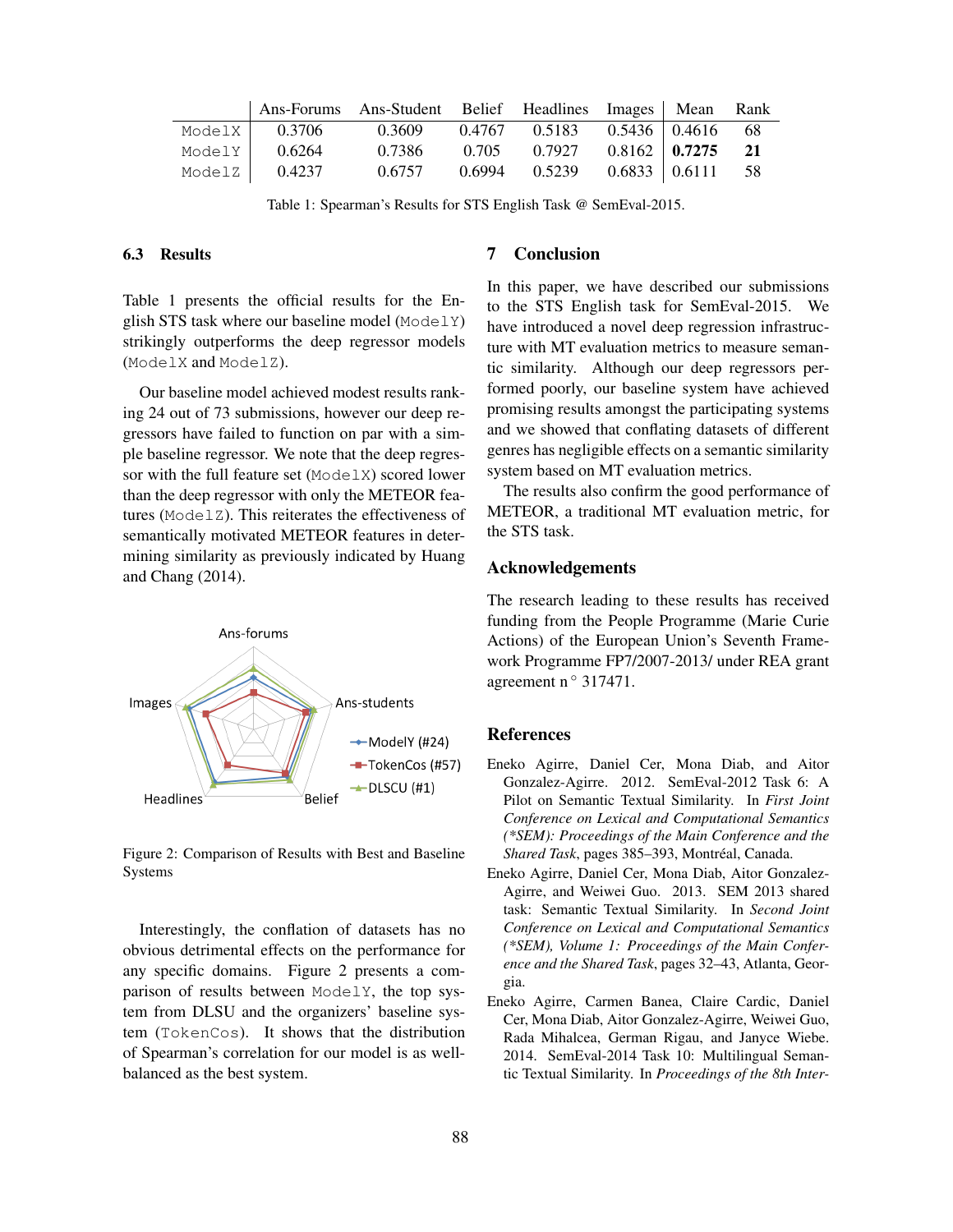|  | Ans-Forums | Ans-Student | Belief | Headlines | Images | Mean | Rank |
|---|---|---|---|---|---|---|---|
| ModelX | 0.3706 | 0.3609 | 0.4767 | 0.5183 | 0.5436 | 0.4616 | 68 |
| ModelY | 0.6264 | 0.7386 | 0.705 | 0.7927 | 0.8162 | **0.7275** | **21** |
| ModelZ | 0.4237 | 0.6757 | 0.6994 | 0.5239 | 0.6833 | 0.6111 | 58 |

Table 1: Spearman's Results for STS English Task @ SemEval-2015.

### 6.3 Results

Table 1 presents the official results for the English STS task where our baseline model (ModelY) strikingly outperforms the deep regressor models (ModelX and ModelZ).

Our baseline model achieved modest results ranking 24 out of 73 submissions, however our deep regressors have failed to function on par with a simple baseline regressor. We note that the deep regressor with the full feature set (ModelX) scored lower than the deep regressor with only the METEOR features (ModelZ). This reiterates the effectiveness of semantically motivated METEOR features in determining similarity as previously indicated by Huang and Chang (2014).

Figure 2: Comparison of Results with Best and Baseline Systems

Interestingly, the conflation of datasets has no obvious detrimental effects on the performance for any specific domains. Figure 2 presents a comparison of results between ModelY, the top system from DLSU and the organizers' baseline system (TokenCos). It shows that the distribution of Spearman's correlation for our model is as well-balanced as the best system.

## 7 Conclusion

In this paper, we have described our submissions to the STS English task for SemEval-2015. We have introduced a novel deep regression infrastructure with MT evaluation metrics to measure semantic similarity. Although our deep regressors performed poorly, our baseline system have achieved promising results amongst the participating systems and we showed that conflating datasets of different genres has negligible effects on a semantic similarity system based on MT evaluation metrics.

The results also confirm the good performance of METEOR, a traditional MT evaluation metric, for the STS task.

## Acknowledgements

The research leading to these results has received funding from the People Programme (Marie Curie Actions) of the European Union's Seventh Framework Programme FP7/2007-2013/ under REA grant agreement n ° 317471.

## References

Eneko Agirre, Daniel Cer, Mona Diab, and Aitor Gonzalez-Agirre. 2012. SemEval-2012 Task 6: A Pilot on Semantic Textual Similarity. In *First Joint Conference on Lexical and Computational Semantics (*SEM): Proceedings of the Main Conference and the Shared Task*, pages 385–393, Montréal, Canada.

Eneko Agirre, Daniel Cer, Mona Diab, Aitor Gonzalez-Agirre, and Weiwei Guo. 2013. SEM 2013 shared task: Semantic Textual Similarity. In *Second Joint Conference on Lexical and Computational Semantics (*SEM), Volume 1: Proceedings of the Main Conference and the Shared Task*, pages 32–43, Atlanta, Georgia.

Eneko Agirre, Carmen Banea, Claire Cardic, Daniel Cer, Mona Diab, Aitor Gonzalez-Agirre, Weiwei Guo, Rada Mihalcea, German Rigau, and Janyce Wiebe. 2014. SemEval-2014 Task 10: Multilingual Semantic Textual Similarity. In *Proceedings of the 8th Inter-*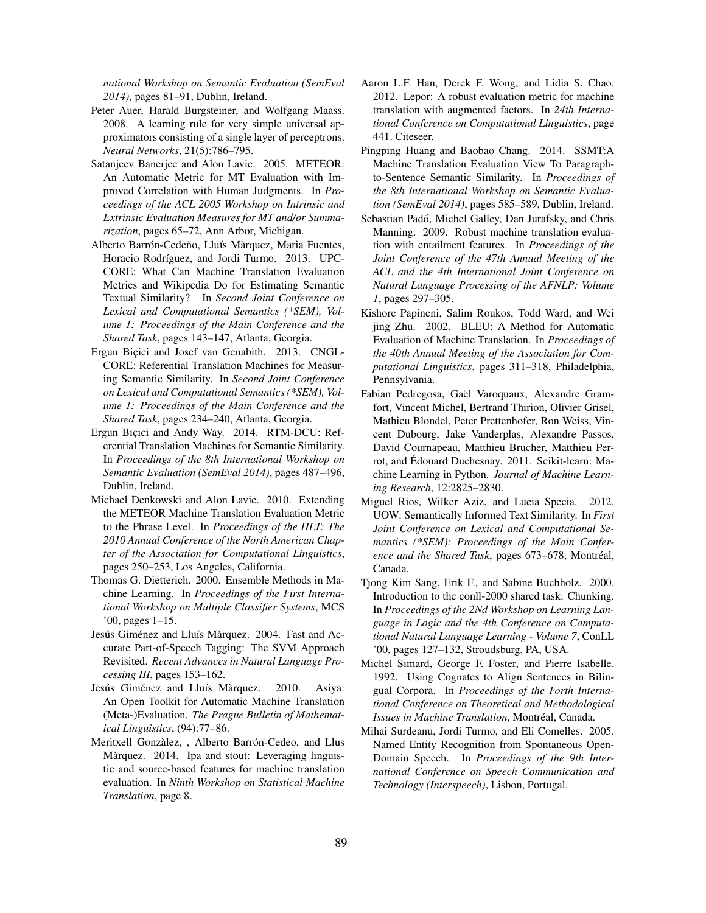*national Workshop on Semantic Evaluation (SemEval 2014)*, pages 81–91, Dublin, Ireland.

Peter Auer, Harald Burgsteiner, and Wolfgang Maass. 2008. A learning rule for very simple universal approximators consisting of a single layer of perceptrons. *Neural Networks*, 21(5):786–795.

Satanjeev Banerjee and Alon Lavie. 2005. METEOR: An Automatic Metric for MT Evaluation with Improved Correlation with Human Judgments. In *Proceedings of the ACL 2005 Workshop on Intrinsic and Extrinsic Evaluation Measures for MT and/or Summarization*, pages 65–72, Ann Arbor, Michigan.

Alberto Barrón-Cedeño, Lluís Màrquez, Maria Fuentes, Horacio Rodríguez, and Jordi Turmo. 2013. UPC-CORE: What Can Machine Translation Evaluation Metrics and Wikipedia Do for Estimating Semantic Textual Similarity? In *Second Joint Conference on Lexical and Computational Semantics (*SEM), Volume 1: Proceedings of the Main Conference and the Shared Task*, pages 143–147, Atlanta, Georgia.

Ergun Biçici and Josef van Genabith. 2013. CNGL-CORE: Referential Translation Machines for Measuring Semantic Similarity. In *Second Joint Conference on Lexical and Computational Semantics (*SEM), Volume 1: Proceedings of the Main Conference and the Shared Task*, pages 234–240, Atlanta, Georgia.

Ergun Biçici and Andy Way. 2014. RTM-DCU: Referential Translation Machines for Semantic Similarity. In *Proceedings of the 8th International Workshop on Semantic Evaluation (SemEval 2014)*, pages 487–496, Dublin, Ireland.

Michael Denkowski and Alon Lavie. 2010. Extending the METEOR Machine Translation Evaluation Metric to the Phrase Level. In *Proceedings of the HLT: The 2010 Annual Conference of the North American Chapter of the Association for Computational Linguistics*, pages 250–253, Los Angeles, California.

Thomas G. Dietterich. 2000. Ensemble Methods in Machine Learning. In *Proceedings of the First International Workshop on Multiple Classifier Systems*, MCS '00, pages 1–15.

Jesús Giménez and Lluís Màrquez. 2004. Fast and Accurate Part-of-Speech Tagging: The SVM Approach Revisited. *Recent Advances in Natural Language Processing III*, pages 153–162.

Jesús Giménez and Lluís Màrquez. 2010. Asiya: An Open Toolkit for Automatic Machine Translation (Meta-)Evaluation. *The Prague Bulletin of Mathematical Linguistics*, (94):77–86.

Meritxell Gonzàlez, , Alberto Barrón-Cedeo, and Llus Màrquez. 2014. Ipa and stout: Leveraging linguistic and source-based features for machine translation evaluation. In *Ninth Workshop on Statistical Machine Translation*, page 8.

Aaron L.F. Han, Derek F. Wong, and Lidia S. Chao. 2012. Lepor: A robust evaluation metric for machine translation with augmented factors. In *24th International Conference on Computational Linguistics*, page 441. Citeseer.

Pingping Huang and Baobao Chang. 2014. SSMT:A Machine Translation Evaluation View To Paragraph-to-Sentence Semantic Similarity. In *Proceedings of the 8th International Workshop on Semantic Evaluation (SemEval 2014)*, pages 585–589, Dublin, Ireland.

Sebastian Padó, Michel Galley, Dan Jurafsky, and Chris Manning. 2009. Robust machine translation evaluation with entailment features. In *Proceedings of the Joint Conference of the 47th Annual Meeting of the ACL and the 4th International Joint Conference on Natural Language Processing of the AFNLP: Volume 1*, pages 297–305.

Kishore Papineni, Salim Roukos, Todd Ward, and Wei jing Zhu. 2002. BLEU: A Method for Automatic Evaluation of Machine Translation. In *Proceedings of the 40th Annual Meeting of the Association for Computational Linguistics*, pages 311–318, Philadelphia, Pennsylvania.

Fabian Pedregosa, Gaël Varoquaux, Alexandre Gramfort, Vincent Michel, Bertrand Thirion, Olivier Grisel, Mathieu Blondel, Peter Prettenhofer, Ron Weiss, Vincent Dubourg, Jake Vanderplas, Alexandre Passos, David Cournapeau, Matthieu Brucher, Matthieu Perrot, and Édouard Duchesnay. 2011. Scikit-learn: Machine Learning in Python. *Journal of Machine Learning Research*, 12:2825–2830.

Miguel Rios, Wilker Aziz, and Lucia Specia. 2012. UOW: Semantically Informed Text Similarity. In *First Joint Conference on Lexical and Computational Semantics (*SEM): Proceedings of the Main Conference and the Shared Task*, pages 673–678, Montréal, Canada.

Tjong Kim Sang, Erik F., and Sabine Buchholz. 2000. Introduction to the conll-2000 shared task: Chunking. In *Proceedings of the 2Nd Workshop on Learning Language in Logic and the 4th Conference on Computational Natural Language Learning - Volume 7*, ConLL '00, pages 127–132, Stroudsburg, PA, USA.

Michel Simard, George F. Foster, and Pierre Isabelle. 1992. Using Cognates to Align Sentences in Bilingual Corpora. In *Proceedings of the Forth International Conference on Theoretical and Methodological Issues in Machine Translation*, Montréal, Canada.

Mihai Surdeanu, Jordi Turmo, and Eli Comelles. 2005. Named Entity Recognition from Spontaneous Open-Domain Speech. In *Proceedings of the 9th International Conference on Speech Communication and Technology (Interspeech)*, Lisbon, Portugal.